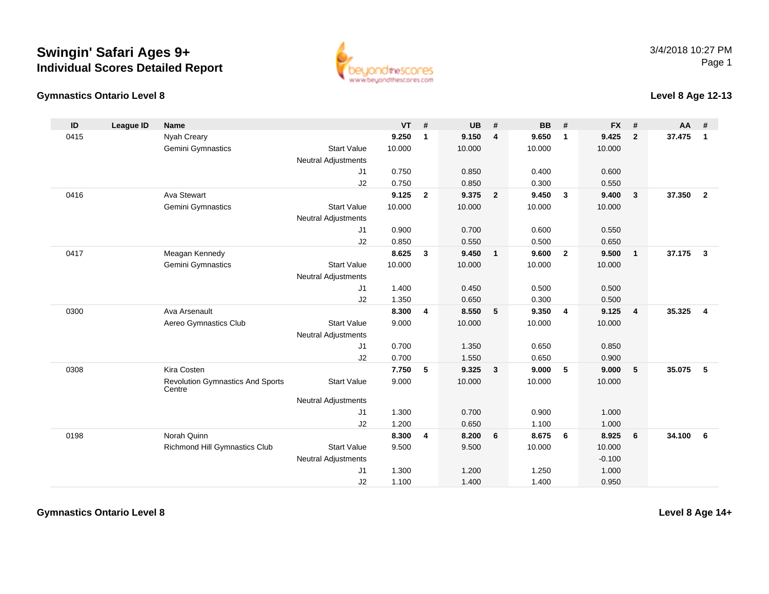# Swingin' Safari Ages 9+

## Individual Scores Detailed Report

3/4/2018 10:27 PM

### Gymnastics Ontario Level 8

### Level 8 Age 12-13

| ID | League ID | Name | | VT | # | UB | # | BB | # | FX | # | AA | # |
|---|---|---|---|---|---|---|---|---|---|---|---|---|---|
| 0415 | | Nyah Creary | | **9.250** | **1** | **9.150** | **4** | **9.650** | **1** | **9.425** | **2** | **37.475** | **1** |
| | | Gemini Gymnastics | Start Value | 10.000 | | 10.000 | | 10.000 | | 10.000 | | | |
| | | | Neutral Adjustments | | | | | | | | | | |
| | | | J1 | 0.750 | | 0.850 | | 0.400 | | 0.600 | | | |
| | | | J2 | 0.750 | | 0.850 | | 0.300 | | 0.550 | | | |
| 0416 | | Ava Stewart | | **9.125** | **2** | **9.375** | **2** | **9.450** | **3** | **9.400** | **3** | **37.350** | **2** |
| | | Gemini Gymnastics | Start Value | 10.000 | | 10.000 | | 10.000 | | 10.000 | | | |
| | | | Neutral Adjustments | | | | | | | | | | |
| | | | J1 | 0.900 | | 0.700 | | 0.600 | | 0.550 | | | |
| | | | J2 | 0.850 | | 0.550 | | 0.500 | | 0.650 | | | |
| 0417 | | Meagan Kennedy | | **8.625** | **3** | **9.450** | **1** | **9.600** | **2** | **9.500** | **1** | **37.175** | **3** |
| | | Gemini Gymnastics | Start Value | 10.000 | | 10.000 | | 10.000 | | 10.000 | | | |
| | | | Neutral Adjustments | | | | | | | | | | |
| | | | J1 | 1.400 | | 0.450 | | 0.500 | | 0.500 | | | |
| | | | J2 | 1.350 | | 0.650 | | 0.300 | | 0.500 | | | |
| 0300 | | Ava Arsenault | | **8.300** | **4** | **8.550** | **5** | **9.350** | **4** | **9.125** | **4** | **35.325** | **4** |
| | | Aereo Gymnastics Club | Start Value | 9.000 | | 10.000 | | 10.000 | | 10.000 | | | |
| | | | Neutral Adjustments | | | | | | | | | | |
| | | | J1 | 0.700 | | 1.350 | | 0.650 | | 0.850 | | | |
| | | | J2 | 0.700 | | 1.550 | | 0.650 | | 0.900 | | | |
| 0308 | | Kira Costen | | **7.750** | **5** | **9.325** | **3** | **9.000** | **5** | **9.000** | **5** | **35.075** | **5** |
| | | Revolution Gymnastics And Sports Centre | Start Value | 9.000 | | 10.000 | | 10.000 | | 10.000 | | | |
| | | | Neutral Adjustments | | | | | | | | | | |
| | | | J1 | 1.300 | | 0.700 | | 0.900 | | 1.000 | | | |
| | | | J2 | 1.200 | | 0.650 | | 1.100 | | 1.000 | | | |
| 0198 | | Norah Quinn | | **8.300** | **4** | **8.200** | **6** | **8.675** | **6** | **8.925** | **6** | **34.100** | **6** |
| | | Richmond Hill Gymnastics Club | Start Value | 9.500 | | 9.500 | | 10.000 | | 10.000 | | | |
| | | | Neutral Adjustments | | | | | | | -0.100 | | | |
| | | | J1 | 1.300 | | 1.200 | | 1.250 | | 1.000 | | | |
| | | | J2 | 1.100 | | 1.400 | | 1.400 | | 0.950 | | | |

### Gymnastics Ontario Level 8

### Level 8 Age 14+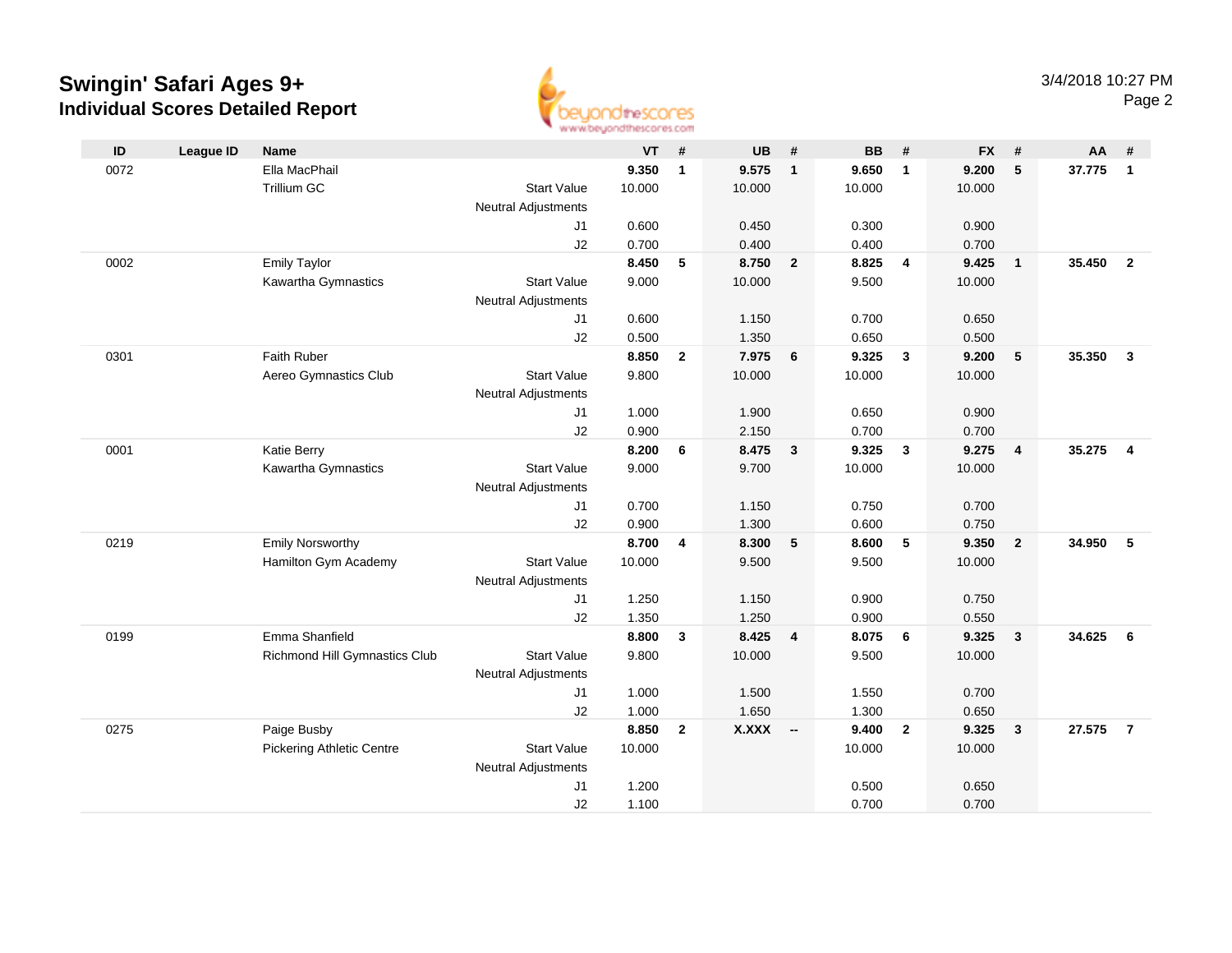# Swingin' Safari Ages 9+

## Individual Scores Detailed Report

3/4/2018 10:27 PM

| ID | League ID | Name | | VT | # | UB | # | BB | # | FX | # | AA | # |
|---|---|---|---|---|---|---|---|---|---|---|---|---|---|
| 0072 | | Ella MacPhail | | **9.350** | **1** | **9.575** | **1** | **9.650** | **1** | **9.200** | **5** | **37.775** | **1** |
| | | Trillium GC | Start Value | 10.000 | | 10.000 | | 10.000 | | 10.000 | | | |
| | | | Neutral Adjustments | | | | | | | | | | |
| | | | J1 | 0.600 | | 0.450 | | 0.300 | | 0.900 | | | |
| | | | J2 | 0.700 | | 0.400 | | 0.400 | | 0.700 | | | |
| 0002 | | Emily Taylor | | **8.450** | **5** | **8.750** | **2** | **8.825** | **4** | **9.425** | **1** | **35.450** | **2** |
| | | Kawartha Gymnastics | Start Value | 9.000 | | 10.000 | | 9.500 | | 10.000 | | | |
| | | | Neutral Adjustments | | | | | | | | | | |
| | | | J1 | 0.600 | | 1.150 | | 0.700 | | 0.650 | | | |
| | | | J2 | 0.500 | | 1.350 | | 0.650 | | 0.500 | | | |
| 0301 | | Faith Ruber | | **8.850** | **2** | **7.975** | **6** | **9.325** | **3** | **9.200** | **5** | **35.350** | **3** |
| | | Aereo Gymnastics Club | Start Value | 9.800 | | 10.000 | | 10.000 | | 10.000 | | | |
| | | | Neutral Adjustments | | | | | | | | | | |
| | | | J1 | 1.000 | | 1.900 | | 0.650 | | 0.900 | | | |
| | | | J2 | 0.900 | | 2.150 | | 0.700 | | 0.700 | | | |
| 0001 | | Katie Berry | | **8.200** | **6** | **8.475** | **3** | **9.325** | **3** | **9.275** | **4** | **35.275** | **4** |
| | | Kawartha Gymnastics | Start Value | 9.000 | | 9.700 | | 10.000 | | 10.000 | | | |
| | | | Neutral Adjustments | | | | | | | | | | |
| | | | J1 | 0.700 | | 1.150 | | 0.750 | | 0.700 | | | |
| | | | J2 | 0.900 | | 1.300 | | 0.600 | | 0.750 | | | |
| 0219 | | Emily Norsworthy | | **8.700** | **4** | **8.300** | **5** | **8.600** | **5** | **9.350** | **2** | **34.950** | **5** |
| | | Hamilton Gym Academy | Start Value | 10.000 | | 9.500 | | 9.500 | | 10.000 | | | |
| | | | Neutral Adjustments | | | | | | | | | | |
| | | | J1 | 1.250 | | 1.150 | | 0.900 | | 0.750 | | | |
| | | | J2 | 1.350 | | 1.250 | | 0.900 | | 0.550 | | | |
| 0199 | | Emma Shanfield | | **8.800** | **3** | **8.425** | **4** | **8.075** | **6** | **9.325** | **3** | **34.625** | **6** |
| | | Richmond Hill Gymnastics Club | Start Value | 9.800 | | 10.000 | | 9.500 | | 10.000 | | | |
| | | | Neutral Adjustments | | | | | | | | | | |
| | | | J1 | 1.000 | | 1.500 | | 1.550 | | 0.700 | | | |
| | | | J2 | 1.000 | | 1.650 | | 1.300 | | 0.650 | | | |
| 0275 | | Paige Busby | | **8.850** | **2** | **X.XXX** | **--** | **9.400** | **2** | **9.325** | **3** | **27.575** | **7** |
| | | Pickering Athletic Centre | Start Value | 10.000 | | | | 10.000 | | 10.000 | | | |
| | | | Neutral Adjustments | | | | | | | | | | |
| | | | J1 | 1.200 | | | | 0.500 | | 0.650 | | | |
| | | | J2 | 1.100 | | | | 0.700 | | 0.700 | | | |